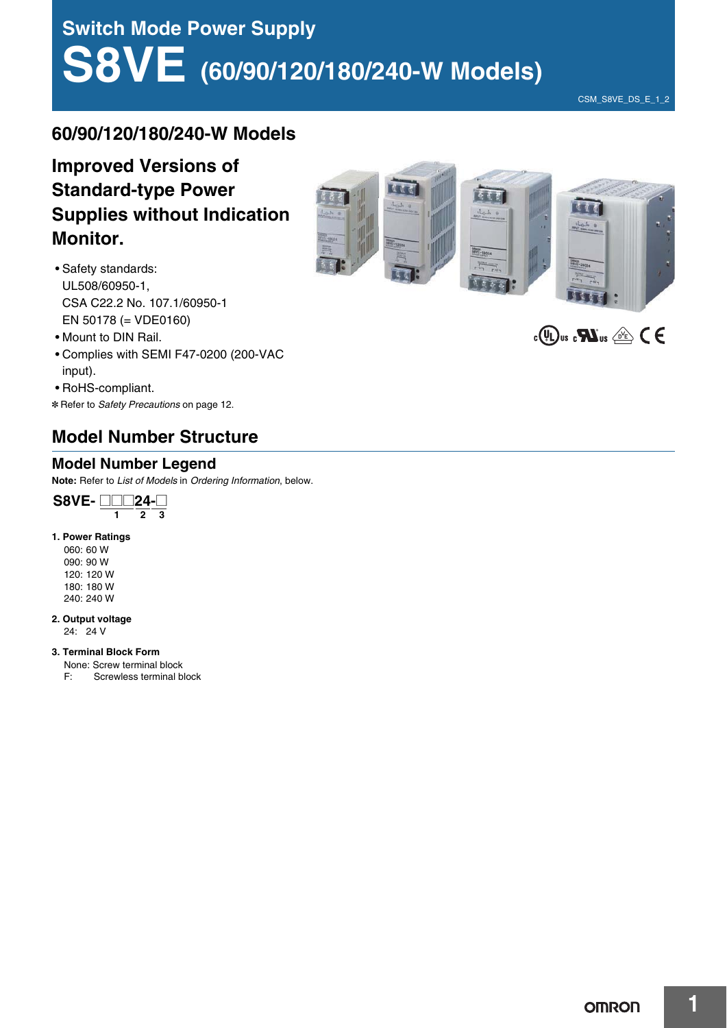# Switch Mode Power Supply

# S8VE (60/90/120/180/240-W Models)

CSM_S8VE_DS_E_1_2

## 60/90/120/180/240-W Models

## Improved Versions of Standard-type Power Supplies without Indication Monitor.

- Safety standards:
  UL508/60950-1,
  CSA C22.2 No. 107.1/60950-1
  EN 50178 (= VDE0160)
- Mount to DIN Rail.
- Complies with SEMI F47-0200 (200-VAC input).
- RoHS-compliant.

✻ Refer to *Safety Precautions* on page 12.

## Model Number Structure

### Model Number Legend

**Note:** Refer to *List of Models* in *Ordering Information*, below.

**S8VE- □□□24-□**

(1 = □□□, 2 = 24, 3 = □)

**1. Power Ratings**

060: 60 W
090: 90 W
120: 120 W
180: 180 W
240: 240 W

**2. Output voltage**

24: 24 V

**3. Terminal Block Form**

None: Screw terminal block
F: Screwless terminal block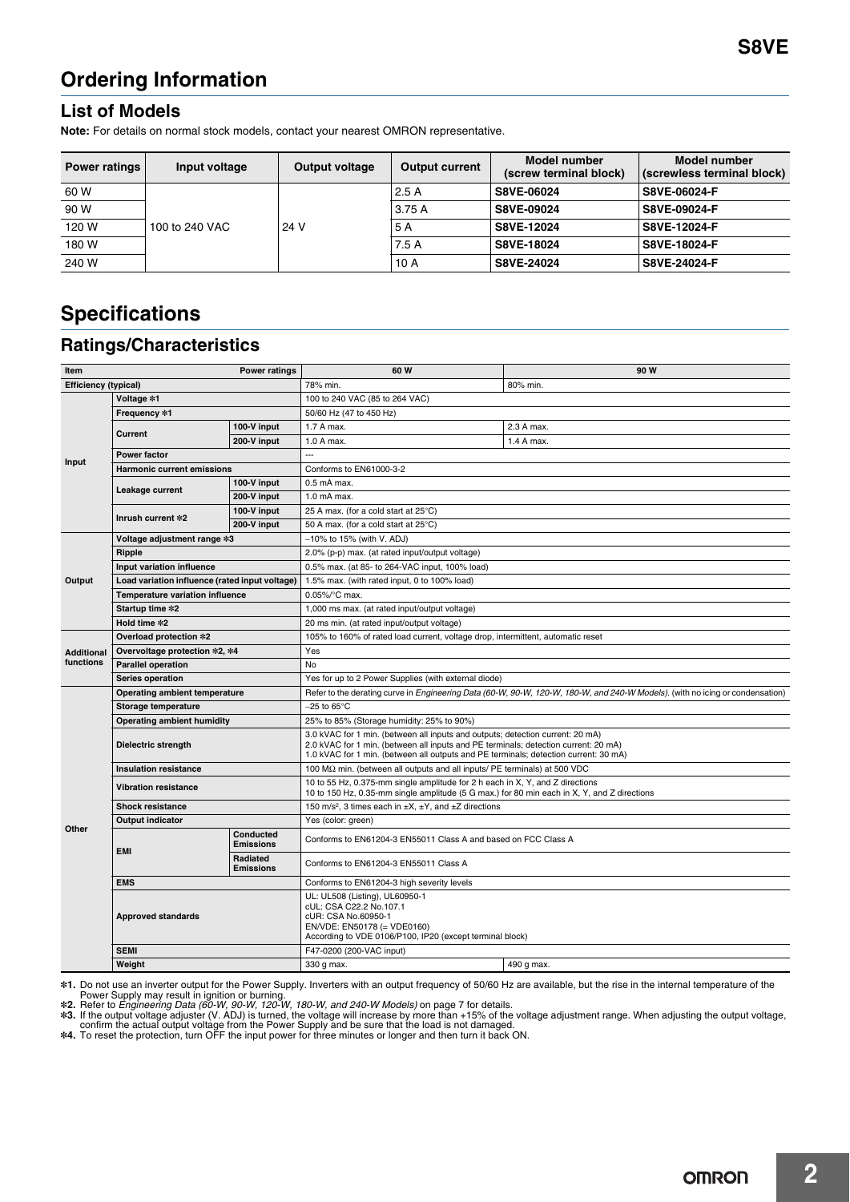## Ordering Information

### List of Models

**Note:** For details on normal stock models, contact your nearest OMRON representative.

| Power ratings | Input voltage | Output voltage | Output current | Model number (screw terminal block) | Model number (screwless terminal block) |
|---|---|---|---|---|---|
| 60 W | 100 to 240 VAC | 24 V | 2.5 A | **S8VE-06024** | **S8VE-06024-F** |
| 90 W | | | 3.75 A | **S8VE-09024** | **S8VE-09024-F** |
| 120 W | | | 5 A | **S8VE-12024** | **S8VE-12024-F** |
| 180 W | | | 7.5 A | **S8VE-18024** | **S8VE-18024-F** |
| 240 W | | | 10 A | **S8VE-24024** | **S8VE-24024-F** |

## Specifications

### Ratings/Characteristics

| Item | | Power ratings | 60 W | 90 W |
|---|---|---|---|---|
| **Efficiency (typical)** | | | 78% min. | 80% min. |
| Input | Voltage *1 | | 100 to 240 VAC (85 to 264 VAC) | |
| | Frequency *1 | | 50/60 Hz (47 to 450 Hz) | |
| | Current | 100-V input | 1.7 A max. | 2.3 A max. |
| | | 200-V input | 1.0 A max. | 1.4 A max. |
| | Power factor | | --- | |
| | Harmonic current emissions | | Conforms to EN61000-3-2 | |
| | Leakage current | 100-V input | 0.5 mA max. | |
| | | 200-V input | 1.0 mA max. | |
| | Inrush current *2 | 100-V input | 25 A max. (for a cold start at 25°C) | |
| | | 200-V input | 50 A max. (for a cold start at 25°C) | |
| Output | Voltage adjustment range *3 | | −10% to 15% (with V. ADJ) | |
| | Ripple | | 2.0% (p-p) max. (at rated input/output voltage) | |
| | Input variation influence | | 0.5% max. (at 85- to 264-VAC input, 100% load) | |
| | Load variation influence (rated input voltage) | | 1.5% max. (with rated input, 0 to 100% load) | |
| | Temperature variation influence | | 0.05%/°C max. | |
| | Startup time *2 | | 1,000 ms max. (at rated input/output voltage) | |
| | Hold time *2 | | 20 ms min. (at rated input/output voltage) | |
| Additional functions | Overload protection *2 | | 105% to 160% of rated load current, voltage drop, intermittent, automatic reset | |
| | Overvoltage protection *2, *4 | | Yes | |
| | Parallel operation | | No | |
| | Series operation | | Yes for up to 2 Power Supplies (with external diode) | |
| Other | Operating ambient temperature | | Refer to the derating curve in *Engineering Data (60-W, 90-W, 120-W, 180-W, and 240-W Models)*. (with no icing or condensation) | |
| | Storage temperature | | −25 to 65°C | |
| | Operating ambient humidity | | 25% to 85% (Storage humidity: 25% to 90%) | |
| | Dielectric strength | | 3.0 kVAC for 1 min. (between all inputs and outputs; detection current: 20 mA)<br>2.0 kVAC for 1 min. (between all inputs and PE terminals; detection current: 20 mA)<br>1.0 kVAC for 1 min. (between all outputs and PE terminals; detection current: 30 mA) | |
| | Insulation resistance | | 100 MΩ min. (between all outputs and all inputs/ PE terminals) at 500 VDC | |
| | Vibration resistance | | 10 to 55 Hz, 0.375-mm single amplitude for 2 h each in X, Y, and Z directions<br>10 to 150 Hz, 0.35-mm single amplitude (5 G max.) for 80 min each in X, Y, and Z directions | |
| | Shock resistance | | 150 $m/s^2$, 3 times each in ±X, ±Y, and ±Z directions | |
| | Output indicator | | Yes (color: green) | |
| | EMI | Conducted Emissions | Conforms to EN61204-3 EN55011 Class A and based on FCC Class A | |
| | | Radiated Emissions | Conforms to EN61204-3 EN55011 Class A | |
| | EMS | | Conforms to EN61204-3 high severity levels | |
| | Approved standards | | UL: UL508 (Listing), UL60950-1<br>cUL: CSA C22.2 No.107.1<br>cUR: CSA No.60950-1<br>EN/VDE: EN50178 (= VDE0160)<br>According to VDE 0106/P100, IP20 (except terminal block) | |
| | SEMI | | F47-0200 (200-VAC input) | |
| | Weight | | 330 g max. | 490 g max. |

*1. Do not use an inverter output for the Power Supply. Inverters with an output frequency of 50/60 Hz are available, but the rise in the internal temperature of the Power Supply may result in ignition or burning.
*2. Refer to *Engineering Data (60-W, 90-W, 120-W, 180-W, and 240-W Models)* on page 7 for details.
*3. If the output voltage adjuster (V. ADJ) is turned, the voltage will increase by more than +15% of the voltage adjustment range. When adjusting the output voltage, confirm the actual output voltage from the Power Supply and be sure that the load is not damaged.
*4. To reset the protection, turn OFF the input power for three minutes or longer and then turn it back ON.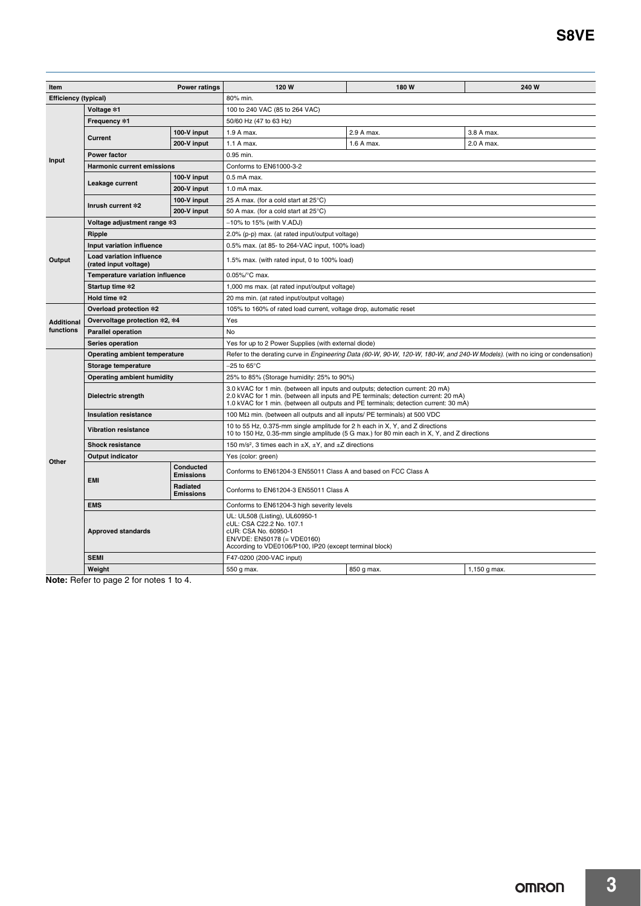| Item | | | Power ratings | 120 W | 180 W | 240 W |
|---|---|---|---|---|---|---|
| Efficiency (typical) | | | | 80% min. | | |
| Input | Voltage *1 | | | 100 to 240 VAC (85 to 264 VAC) | | |
| | Frequency *1 | | | 50/60 Hz (47 to 63 Hz) | | |
| | Current | 100-V input | | 1.9 A max. | 2.9 A max. | 3.8 A max. |
| | | 200-V input | | 1.1 A max. | 1.6 A max. | 2.0 A max. |
| | Power factor | | | 0.95 min. | | |
| | Harmonic current emissions | | | Conforms to EN61000-3-2 | | |
| | Leakage current | 100-V input | | 0.5 mA max. | | |
| | | 200-V input | | 1.0 mA max. | | |
| | Inrush current *2 | 100-V input | | 25 A max. (for a cold start at 25°C) | | |
| | | 200-V input | | 50 A max. (for a cold start at 25°C) | | |
| Output | Voltage adjustment range *3 | | | −10% to 15% (with V.ADJ) | | |
| | Ripple | | | 2.0% (p-p) max. (at rated input/output voltage) | | |
| | Input variation influence | | | 0.5% max. (at 85- to 264-VAC input, 100% load) | | |
| | Load variation influence (rated input voltage) | | | 1.5% max. (with rated input, 0 to 100% load) | | |
| | Temperature variation influence | | | 0.05%/°C max. | | |
| | Startup time *2 | | | 1,000 ms max. (at rated input/output voltage) | | |
| | Hold time *2 | | | 20 ms min. (at rated input/output voltage) | | |
| Additional functions | Overload protection *2 | | | 105% to 160% of rated load current, voltage drop, automatic reset | | |
| | Overvoltage protection *2, *4 | | | Yes | | |
| | Parallel operation | | | No | | |
| | Series operation | | | Yes for up to 2 Power Supplies (with external diode) | | |
| Other | Operating ambient temperature | | | Refer to the derating curve in *Engineering Data (60-W, 90-W, 120-W, 180-W, and 240-W Models)*. (with no icing or condensation) | | |
| | Storage temperature | | | −25 to 65°C | | |
| | Operating ambient humidity | | | 25% to 85% (Storage humidity: 25% to 90%) | | |
| | Dielectric strength | | | 3.0 kVAC for 1 min. (between all inputs and outputs; detection current: 20 mA)<br>2.0 kVAC for 1 min. (between all inputs and PE terminals; detection current: 20 mA)<br>1.0 kVAC for 1 min. (between all outputs and PE terminals; detection current: 30 mA) | | |
| | Insulation resistance | | | 100 MΩ min. (between all outputs and all inputs/ PE terminals) at 500 VDC | | |
| | Vibration resistance | | | 10 to 55 Hz, 0.375-mm single amplitude for 2 h each in X, Y, and Z directions<br>10 to 150 Hz, 0.35-mm single amplitude (5 G max.) for 80 min each in X, Y, and Z directions | | |
| | Shock resistance | | | 150 $m/s^2$, 3 times each in ±X, ±Y, and ±Z directions | | |
| | Output indicator | | | Yes (color: green) | | |
| | EMI | Conducted Emissions | | Conforms to EN61204-3 EN55011 Class A and based on FCC Class A | | |
| | | Radiated Emissions | | Conforms to EN61204-3 EN55011 Class A | | |
| | EMS | | | Conforms to EN61204-3 high severity levels | | |
| | Approved standards | | | UL: UL508 (Listing), UL60950-1<br>cUL: CSA C22.2 No. 107.1<br>cUR: CSA No. 60950-1<br>EN/VDE: EN50178 (= VDE0160)<br>According to VDE0106/P100, IP20 (except terminal block) | | |
| | SEMI | | | F47-0200 (200-VAC input) | | |
| | Weight | | | 550 g max. | 850 g max. | 1,150 g max. |

**Note:** Refer to page 2 for notes 1 to 4.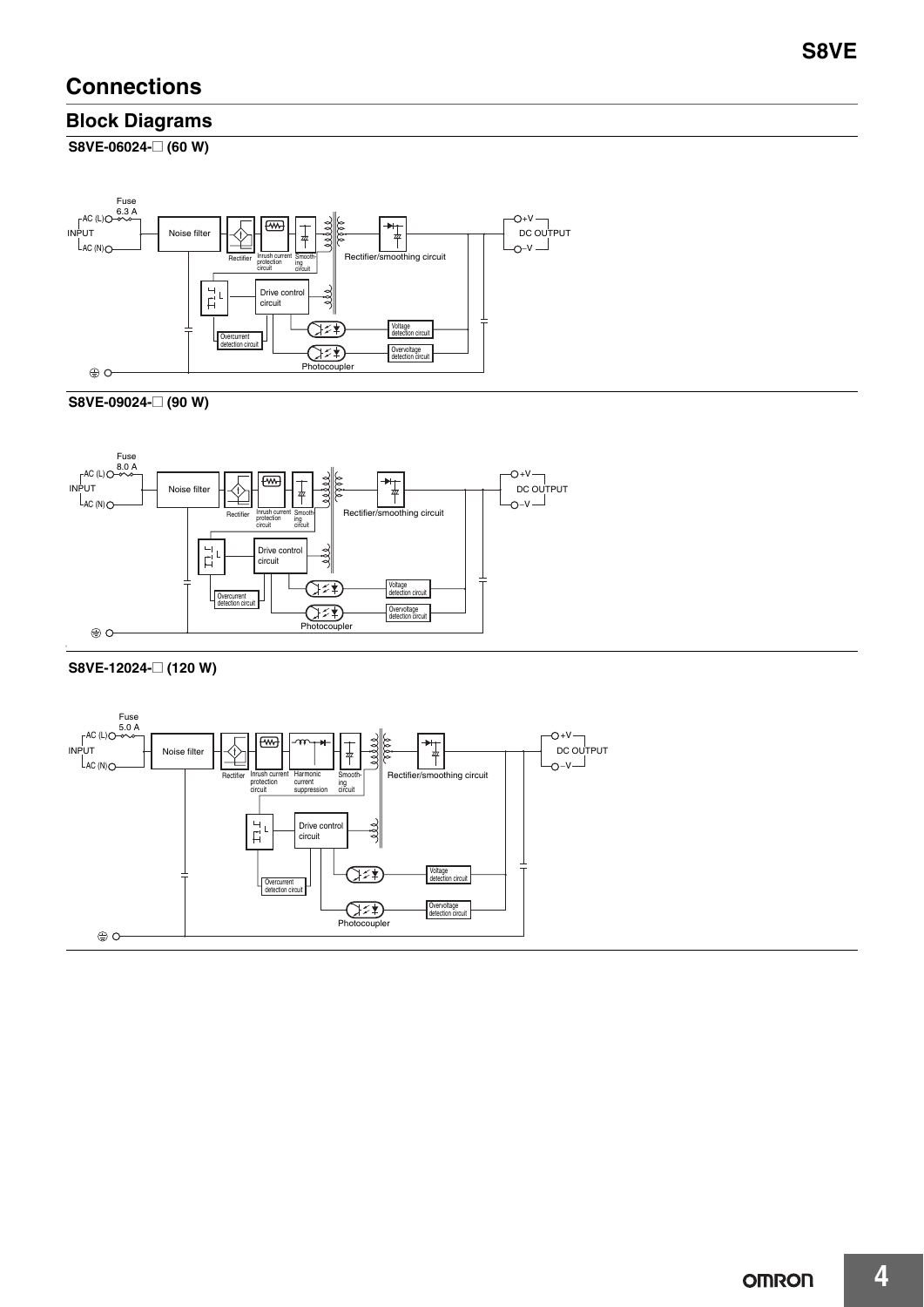# Connections

## Block Diagrams

### S8VE-06024-☐ (60 W)

Fuse 6.3 A

AC (L)
INPUT
AC (N)

Noise filter

Rectifier

Inrush current protection circuit

Smoothing circuit

Rectifier/smoothing circuit

+V
DC OUTPUT
−V

Drive control circuit

Overcurrent detection circuit

Voltage detection circuit

Overvoltage detection circuit

Photocoupler

### S8VE-09024-☐ (90 W)

Fuse 8.0 A

AC (L)
INPUT
AC (N)

Noise filter

Rectifier

Inrush current protection circuit

Smoothing circuit

Rectifier/smoothing circuit

+V
DC OUTPUT
−V

Drive control circuit

Overcurrent detection circuit

Voltage detection circuit

Overvoltage detection circuit

Photocoupler

### S8VE-12024-☐ (120 W)

Fuse 5.0 A

AC (L)
INPUT
AC (N)

Noise filter

Rectifier

Inrush current protection circuit

Harmonic current suppression

Smoothing circuit

Rectifier/smoothing circuit

+V
DC OUTPUT
−V

Drive control circuit

Overcurrent detection circuit

Voltage detection circuit

Overvoltage detection circuit

Photocoupler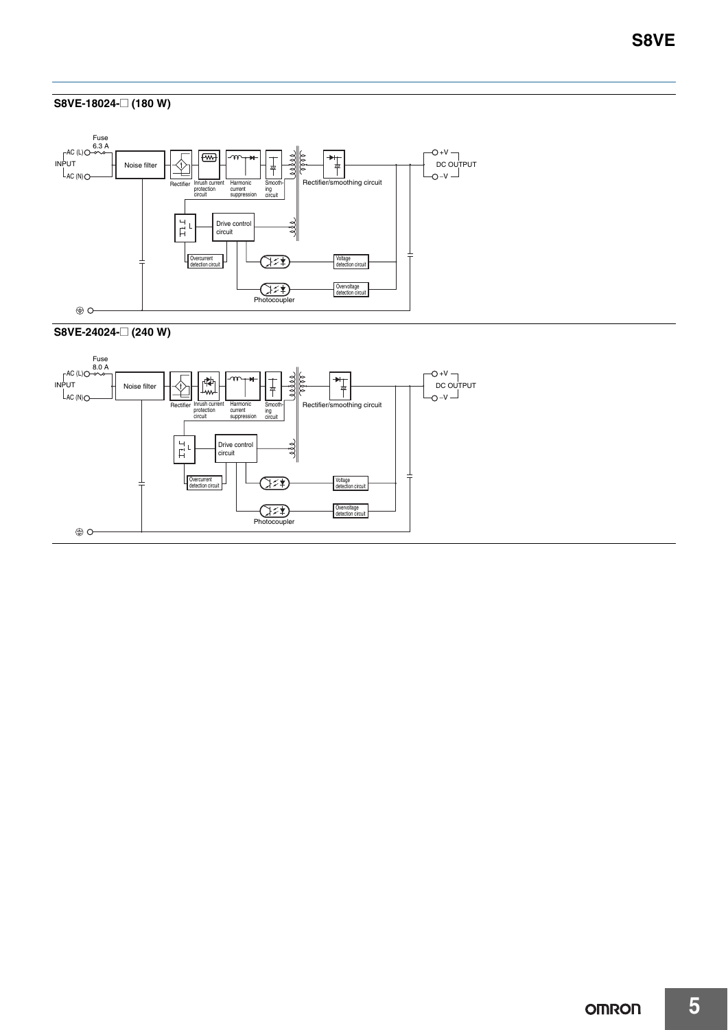### S8VE-18024-□ (180 W)

Fuse
6.3 A

AC (L)
INPUT
AC (N)

Noise filter

Rectifier

Inrush current protection circuit

Harmonic current suppression

Smoothing circuit

Rectifier/smoothing circuit

+V
DC OUTPUT
−V

Drive control circuit

Overcurrent detection circuit

Voltage detection circuit

Overvoltage detection circuit

Photocoupler

### S8VE-24024-□ (240 W)

Fuse
8.0 A

AC (L)
INPUT
AC (N)

Noise filter

Rectifier

Inrush current protection circuit

Harmonic current suppression

Smoothing circuit

Rectifier/smoothing circuit

+V
DC OUTPUT
−V

Drive control circuit

Overcurrent detection circuit

Voltage detection circuit

Overvoltage detection circuit

Photocoupler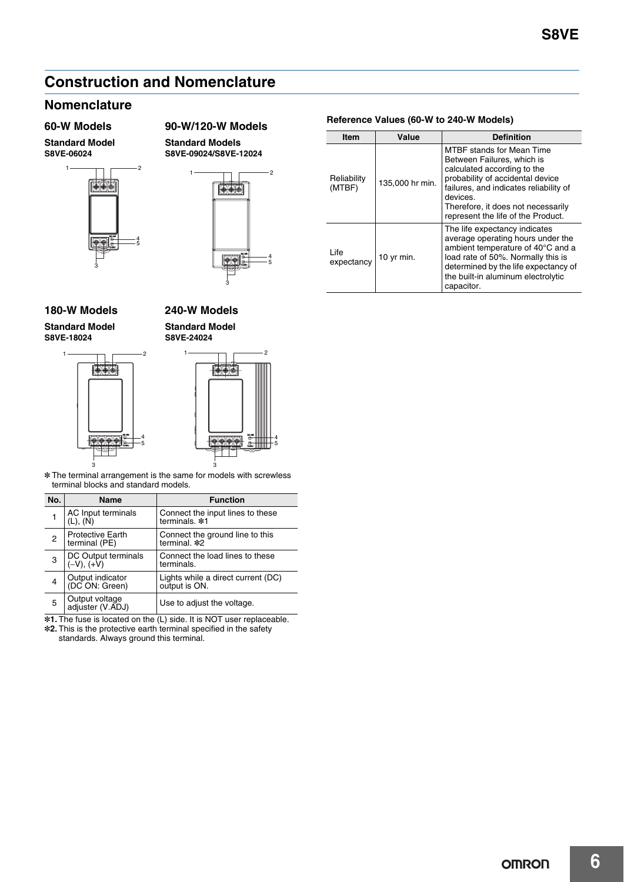# Construction and Nomenclature

## Nomenclature

### 60-W Models

**Standard Model**
**S8VE-06024**

### 90-W/120-W Models

**Standard Models**
**S8VE-09024/S8VE-12024**

### 180-W Models

**Standard Model**
**S8VE-18024**

### 240-W Models

**Standard Model**
**S8VE-24024**

* The terminal arrangement is the same for models with screwless terminal blocks and standard models.

| No. | Name | Function |
|---|---|---|
| 1 | AC Input terminals (L), (N) | Connect the input lines to these terminals. *1 |
| 2 | Protective Earth terminal (PE) | Connect the ground line to this terminal. *2 |
| 3 | DC Output terminals (−V), (+V) | Connect the load lines to these terminals. |
| 4 | Output indicator (DC ON: Green) | Lights while a direct current (DC) output is ON. |
| 5 | Output voltage adjuster (V.ADJ) | Use to adjust the voltage. |

*1. The fuse is located on the (L) side. It is NOT user replaceable.
*2. This is the protective earth terminal specified in the safety standards. Always ground this terminal.

**Reference Values (60-W to 240-W Models)**

| Item | Value | Definition |
|---|---|---|
| Reliability (MTBF) | 135,000 hr min. | MTBF stands for Mean Time Between Failures, which is calculated according to the probability of accidental device failures, and indicates reliability of devices. Therefore, it does not necessarily represent the life of the Product. |
| Life expectancy | 10 yr min. | The life expectancy indicates average operating hours under the ambient temperature of 40°C and a load rate of 50%. Normally this is determined by the life expectancy of the built-in aluminum electrolytic capacitor. |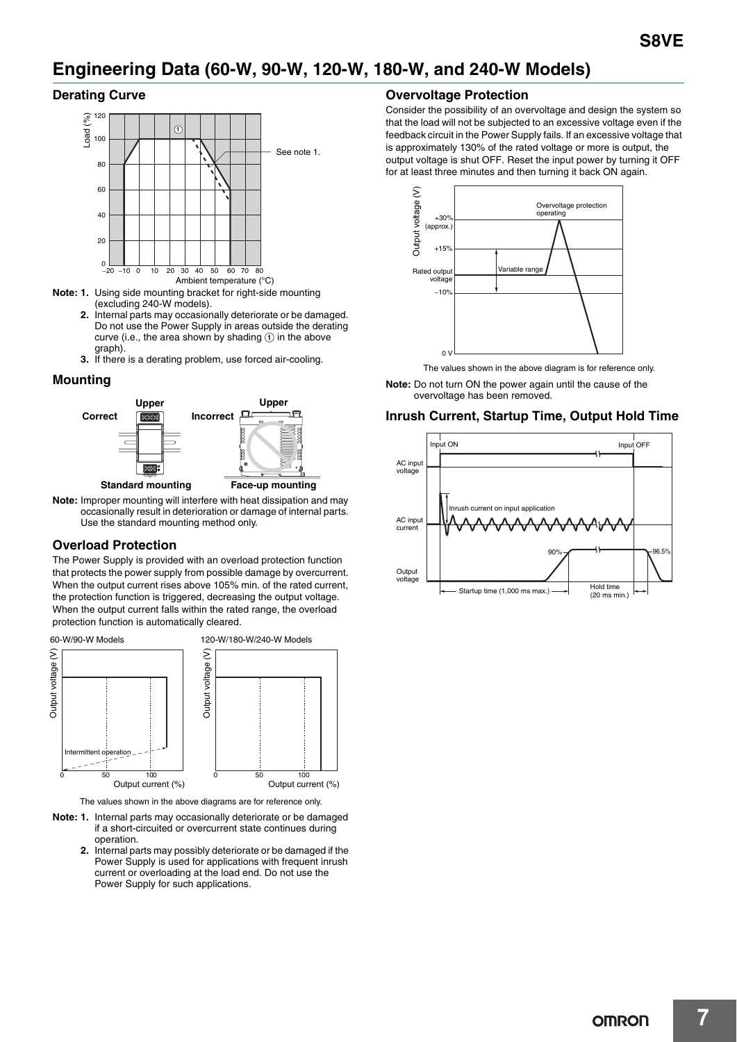# Engineering Data (60-W, 90-W, 120-W, 180-W, and 240-W Models)

## Derating Curve

**Note: 1.** Using side mounting bracket for right-side mounting (excluding 240-W models).

**2.** Internal parts may occasionally deteriorate or be damaged. Do not use the Power Supply in areas outside the derating curve (i.e., the area shown by shading ① in the above graph).

**3.** If there is a derating problem, use forced air-cooling.

## Mounting

**Note:** Improper mounting will interfere with heat dissipation and may occasionally result in deterioration or damage of internal parts. Use the standard mounting method only.

## Overload Protection

The Power Supply is provided with an overload protection function that protects the power supply from possible damage by overcurrent. When the output current rises above 105% min. of the rated current, the protection function is triggered, decreasing the output voltage. When the output current falls within the rated range, the overload protection function is automatically cleared.

The values shown in the above diagrams are for reference only.

**Note: 1.** Internal parts may occasionally deteriorate or be damaged if a short-circuited or overcurrent state continues during operation.

**2.** Internal parts may possibly deteriorate or be damaged if the Power Supply is used for applications with frequent inrush current or overloading at the load end. Do not use the Power Supply for such applications.

## Overvoltage Protection

Consider the possibility of an overvoltage and design the system so that the load will not be subjected to an excessive voltage even if the feedback circuit in the Power Supply fails. If an excessive voltage that is approximately 130% of the rated voltage or more is output, the output voltage is shut OFF. Reset the input power by turning it OFF for at least three minutes and then turning it back ON again.

The values shown in the above diagram is for reference only.

**Note:** Do not turn ON the power again until the cause of the overvoltage has been removed.

## Inrush Current, Startup Time, Output Hold Time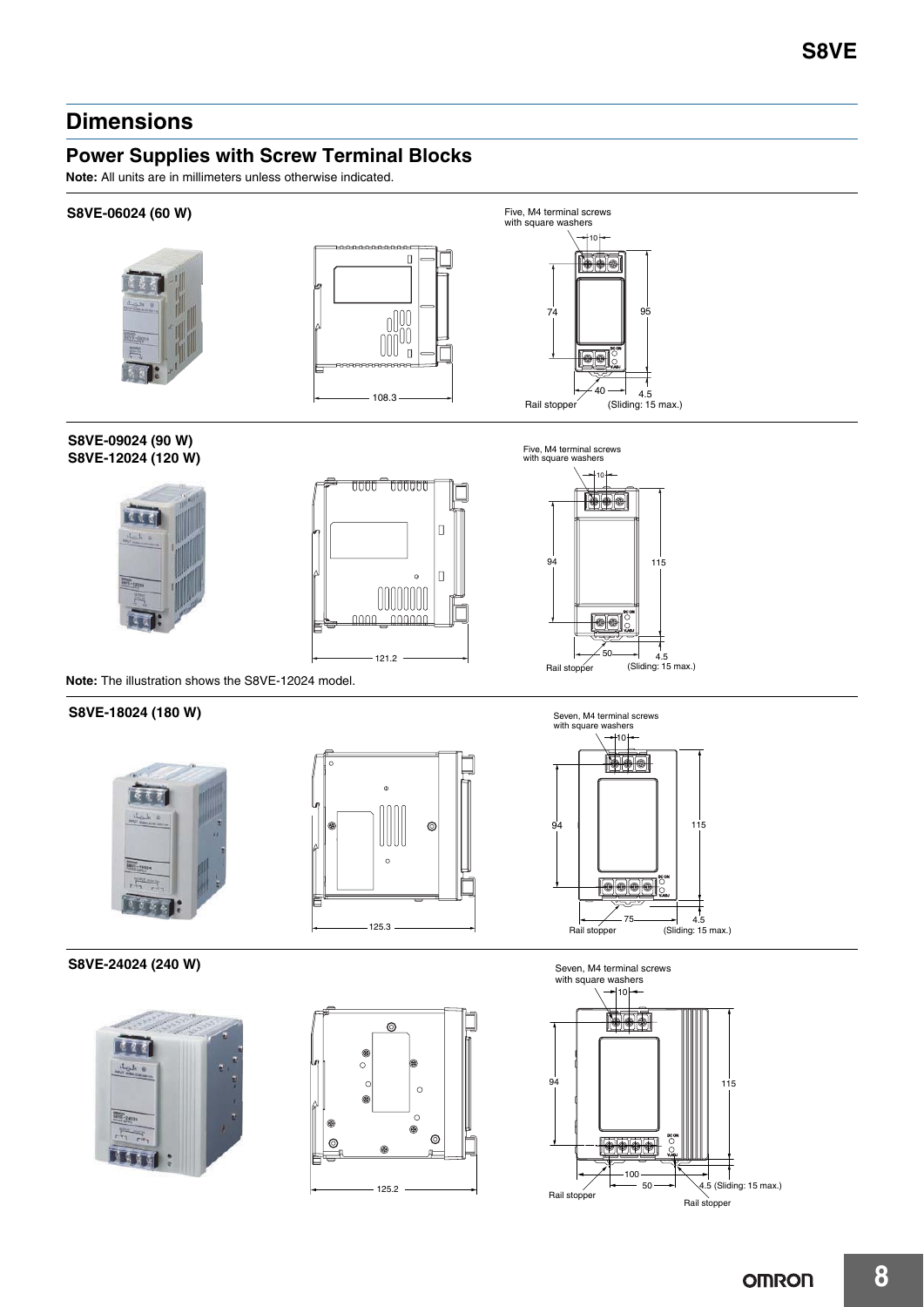## Dimensions

### Power Supplies with Screw Terminal Blocks

**Note:** All units are in millimeters unless otherwise indicated.

**S8VE-06024 (60 W)**

Five, M4 terminal screws with square washers

10

74

95

108.3

40

4.5

Rail stopper

(Sliding: 15 max.)

**S8VE-09024 (90 W)**
**S8VE-12024 (120 W)**

Five, M4 terminal screws with square washers

10

94

115

121.2

50

4.5

Rail stopper

(Sliding: 15 max.)

**Note:** The illustration shows the S8VE-12024 model.

**S8VE-18024 (180 W)**

Seven, M4 terminal screws with square washers

10

94

115

125.3

75

4.5

Rail stopper

(Sliding: 15 max.)

**S8VE-24024 (240 W)**

Seven, M4 terminal screws with square washers

10

94

115

125.2

100

50

4.5 (Sliding: 15 max.)

Rail stopper

Rail stopper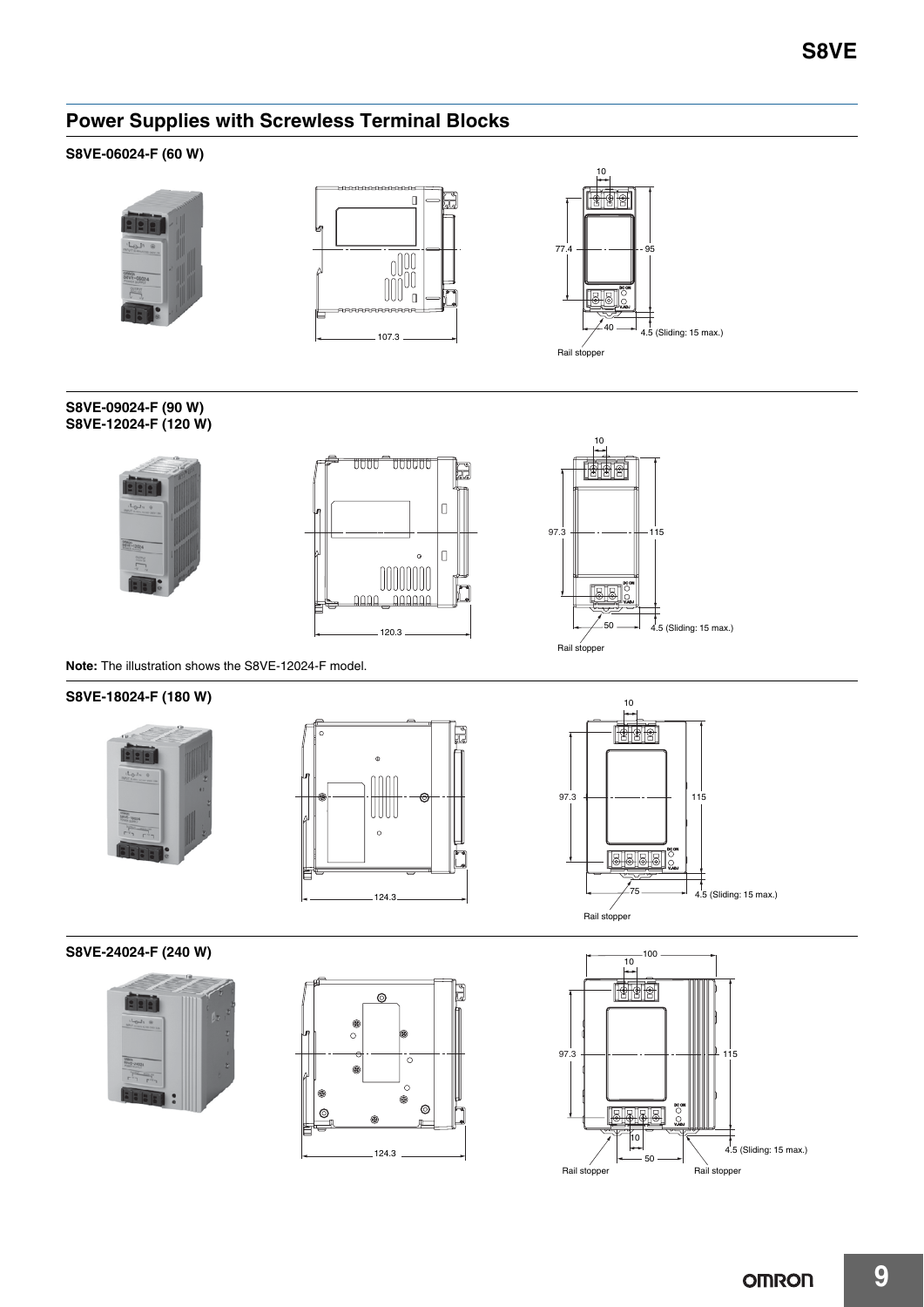## Power Supplies with Screwless Terminal Blocks

### S8VE-06024-F (60 W)

10

77.4

95

107.3

40

4.5 (Sliding: 15 max.)

Rail stopper

### S8VE-09024-F (90 W)
### S8VE-12024-F (120 W)

10

97.3

115

120.3

50

4.5 (Sliding: 15 max.)

Rail stopper

**Note:** The illustration shows the S8VE-12024-F model.

### S8VE-18024-F (180 W)

10

97.3

115

124.3

75

4.5 (Sliding: 15 max.)

Rail stopper

### S8VE-24024-F (240 W)

100

10

97.3

115

124.3

10

50

4.5 (Sliding: 15 max.)

Rail stopper

Rail stopper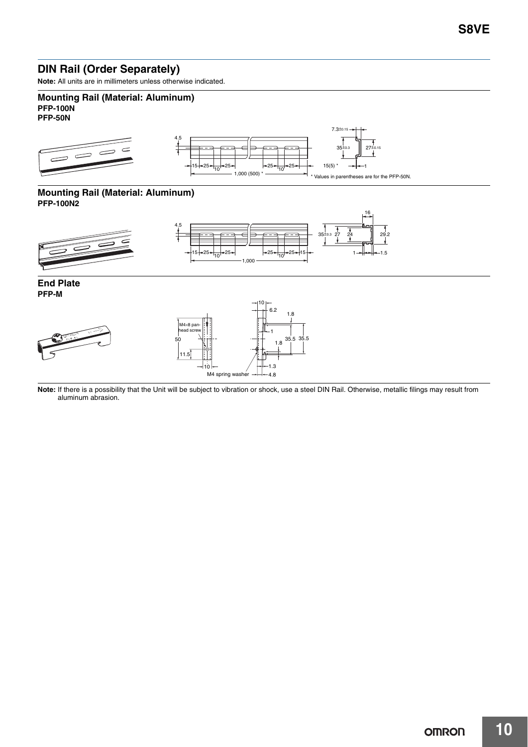## DIN Rail (Order Separately)

**Note:** All units are in millimeters unless otherwise indicated.

### Mounting Rail (Material: Aluminum)

**PFP-100N**
**PFP-50N**

* Values in parentheses are for the PFP-50N.

### Mounting Rail (Material: Aluminum)

**PFP-100N2**

### End Plate

**PFP-M**

**Note:** If there is a possibility that the Unit will be subject to vibration or shock, use a steel DIN Rail. Otherwise, metallic filings may result from aluminum abrasion.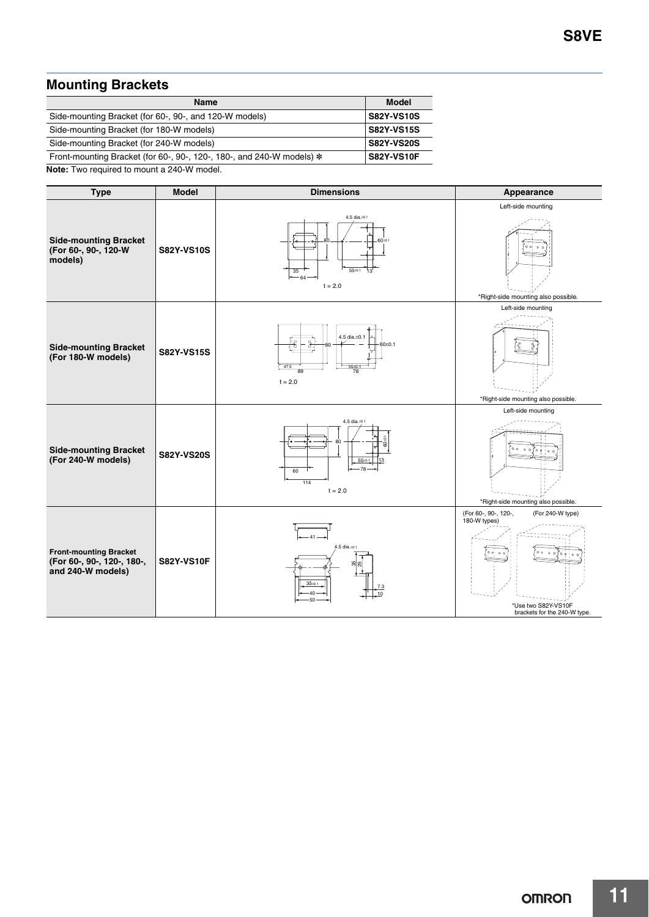## Mounting Brackets

| Name | Model |
|---|---|
| Side-mounting Bracket (for 60-, 90-, and 120-W models) | **S82Y-VS10S** |
| Side-mounting Bracket (for 180-W models) | **S82Y-VS15S** |
| Side-mounting Bracket (for 240-W models) | **S82Y-VS20S** |
| Front-mounting Bracket (for 60-, 90-, 120-, 180-, and 240-W models) * | **S82Y-VS10F** |

**Note:** Two required to mount a 240-W model.

| Type | Model | Dimensions | Appearance |
|---|---|---|---|
| **Side-mounting Bracket (For 60-, 90-, 120-W models)** | **S82Y-VS10S** | 4.5 dia.±0.1, 80, 60±0.1, 35, 64, 55±0.1, 13, t = 2.0 | Left-side mounting *Right-side mounting also possible. |
| **Side-mounting Bracket (For 180-W models)** | **S82Y-VS15S** | 4.5 dia.±0.1, 80, 60±0.1, 47.5, 89, 55±0.1, 78, t = 2.0 | Left-side mounting *Right-side mounting also possible. |
| **Side-mounting Bracket (For 240-W models)** | **S82Y-VS20S** | 4.5 dia.±0.1, 80, 60±0.1, 55±0.1, 13, 78, 60, 114, t = 2.0 | Left-side mounting *Right-side mounting also possible. |
| **Front-mounting Bracket (For 60-, 90-, 120-, 180-, and 240-W models)** | **S82Y-VS10F** | 41, 4.5 dia.±0.1, 35, 25, 35±0.1, 40, 50, 7.3, 10 | (For 60-, 90-, 120-, 180-W types) (For 240-W type) *Use two S82Y-VS10F brackets for the 240-W type. |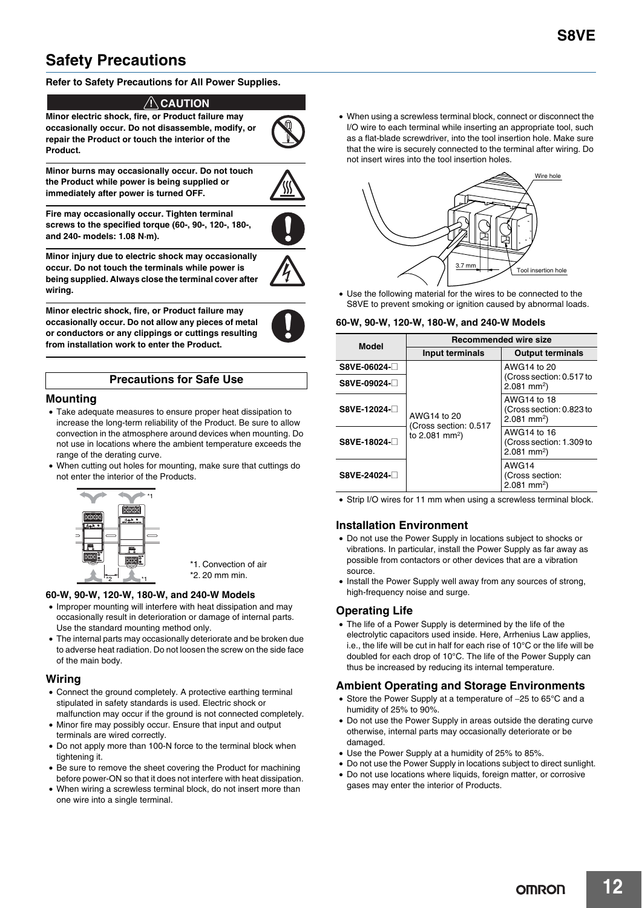# Safety Precautions

**Refer to Safety Precautions for All Power Supplies.**

**⚠ CAUTION**

**Minor electric shock, fire, or Product failure may occasionally occur. Do not disassemble, modify, or repair the Product or touch the interior of the Product.**

**Minor burns may occasionally occur. Do not touch the Product while power is being supplied or immediately after power is turned OFF.**

**Fire may occasionally occur. Tighten terminal screws to the specified torque (60-, 90-, 120-, 180-, and 240- models: 1.08 N·m).**

**Minor injury due to electric shock may occasionally occur. Do not touch the terminals while power is being supplied. Always close the terminal cover after wiring.**

**Minor electric shock, fire, or Product failure may occasionally occur. Do not allow any pieces of metal or conductors or any clippings or cuttings resulting from installation work to enter the Product.**

## Precautions for Safe Use

### Mounting

- Take adequate measures to ensure proper heat dissipation to increase the long-term reliability of the Product. Be sure to allow convection in the atmosphere around devices when mounting. Do not use in locations where the ambient temperature exceeds the range of the derating curve.
- When cutting out holes for mounting, make sure that cuttings do not enter the interior of the Products.

*1. Convection of air
*2. 20 mm min.

#### 60-W, 90-W, 120-W, 180-W, and 240-W Models

- Improper mounting will interfere with heat dissipation and may occasionally result in deterioration or damage of internal parts. Use the standard mounting method only.
- The internal parts may occasionally deteriorate and be broken due to adverse heat radiation. Do not loosen the screw on the side face of the main body.

### Wiring

- Connect the ground completely. A protective earthing terminal stipulated in safety standards is used. Electric shock or malfunction may occur if the ground is not connected completely.
- Minor fire may possibly occur. Ensure that input and output terminals are wired correctly.
- Do not apply more than 100-N force to the terminal block when tightening it.
- Be sure to remove the sheet covering the Product for machining before power-ON so that it does not interfere with heat dissipation.
- When wiring a screwless terminal block, do not insert more than one wire into a single terminal.
- When using a screwless terminal block, connect or disconnect the I/O wire to each terminal while inserting an appropriate tool, such as a flat-blade screwdriver, into the tool insertion hole. Make sure that the wire is securely connected to the terminal after wiring. Do not insert wires into the tool insertion holes.

Wire hole
3.7 mm
Tool insertion hole

- Use the following material for the wires to be connected to the S8VE to prevent smoking or ignition caused by abnormal loads.

#### 60-W, 90-W, 120-W, 180-W, and 240-W Models

| Model | Recommended wire size | |
|---|---|---|
| | Input terminals | Output terminals |
| S8VE-06024-□ | AWG14 to 20 (Cross section: 0.517 to 2.081 mm²) | AWG14 to 20 (Cross section: 0.517 to 2.081 mm²) |
| S8VE-09024-□ | | |
| S8VE-12024-□ | | AWG14 to 18 (Cross section: 0.823 to 2.081 mm²) |
| S8VE-18024-□ | | AWG14 to 16 (Cross section: 1.309 to 2.081 mm²) |
| S8VE-24024-□ | | AWG14 (Cross section: 2.081 mm²) |

- Strip I/O wires for 11 mm when using a screwless terminal block.

### Installation Environment

- Do not use the Power Supply in locations subject to shocks or vibrations. In particular, install the Power Supply as far away as possible from contactors or other devices that are a vibration source.
- Install the Power Supply well away from any sources of strong, high-frequency noise and surge.

### Operating Life

- The life of a Power Supply is determined by the life of the electrolytic capacitors used inside. Here, Arrhenius Law applies, i.e., the life will be cut in half for each rise of 10°C or the life will be doubled for each drop of 10°C. The life of the Power Supply can thus be increased by reducing its internal temperature.

### Ambient Operating and Storage Environments

- Store the Power Supply at a temperature of −25 to 65°C and a humidity of 25% to 90%.
- Do not use the Power Supply in areas outside the derating curve otherwise, internal parts may occasionally deteriorate or be damaged.
- Use the Power Supply at a humidity of 25% to 85%.
- Do not use the Power Supply in locations subject to direct sunlight.
- Do not use locations where liquids, foreign matter, or corrosive gases may enter the interior of Products.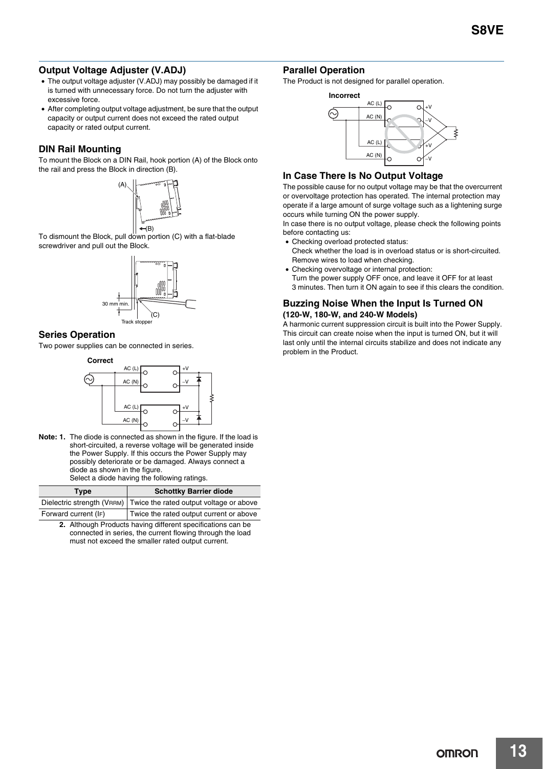## Output Voltage Adjuster (V.ADJ)

- The output voltage adjuster (V.ADJ) may possibly be damaged if it is turned with unnecessary force. Do not turn the adjuster with excessive force.
- After completing output voltage adjustment, be sure that the output capacity or output current does not exceed the rated output capacity or rated output current.

## DIN Rail Mounting

To mount the Block on a DIN Rail, hook portion (A) of the Block onto the rail and press the Block in direction (B).

To dismount the Block, pull down portion (C) with a flat-blade screwdriver and pull out the Block.

## Series Operation

Two power supplies can be connected in series.

**Note: 1.** The diode is connected as shown in the figure. If the load is short-circuited, a reverse voltage will be generated inside the Power Supply. If this occurs the Power Supply may possibly deteriorate or be damaged. Always connect a diode as shown in the figure.
Select a diode having the following ratings.

| Type | Schottky Barrier diode |
|---|---|
| Dielectric strength ($V_{RRM}$) | Twice the rated output voltage or above |
| Forward current ($I_F$) | Twice the rated output current or above |

**2.** Although Products having different specifications can be connected in series, the current flowing through the load must not exceed the smaller rated output current.

## Parallel Operation

The Product is not designed for parallel operation.

## In Case There Is No Output Voltage

The possible cause for no output voltage may be that the overcurrent or overvoltage protection has operated. The internal protection may operate if a large amount of surge voltage such as a lightening surge occurs while turning ON the power supply.

In case there is no output voltage, please check the following points before contacting us:

- Checking overload protected status:
  Check whether the load is in overload status or is short-circuited. Remove wires to load when checking.
- Checking overvoltage or internal protection:
  Turn the power supply OFF once, and leave it OFF for at least 3 minutes. Then turn it ON again to see if this clears the condition.

## Buzzing Noise When the Input Is Turned ON
### (120-W, 180-W, and 240-W Models)

A harmonic current suppression circuit is built into the Power Supply. This circuit can create noise when the input is turned ON, but it will last only until the internal circuits stabilize and does not indicate any problem in the Product.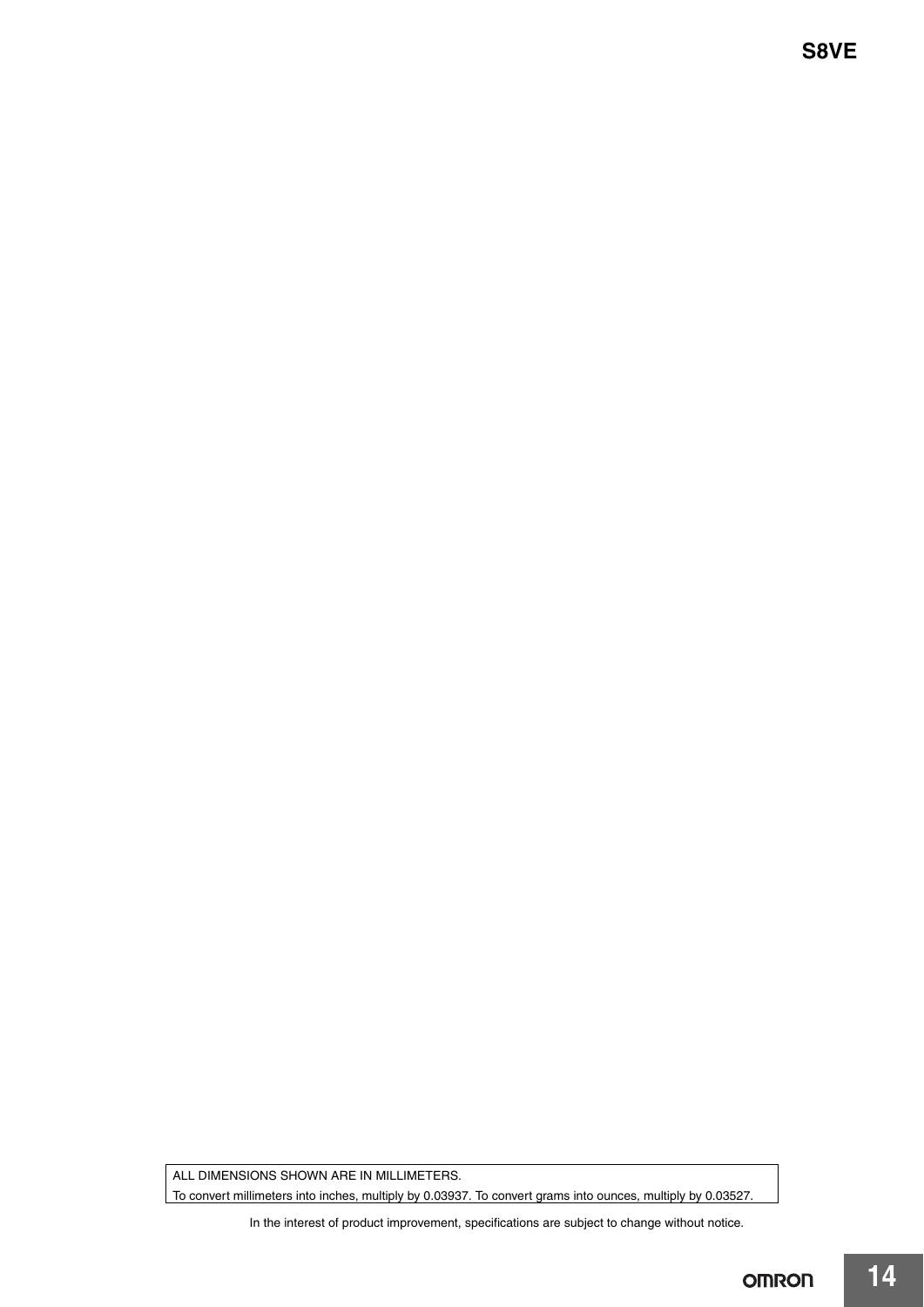ALL DIMENSIONS SHOWN ARE IN MILLIMETERS.

To convert millimeters into inches, multiply by 0.03937. To convert grams into ounces, multiply by 0.03527.

In the interest of product improvement, specifications are subject to change without notice.